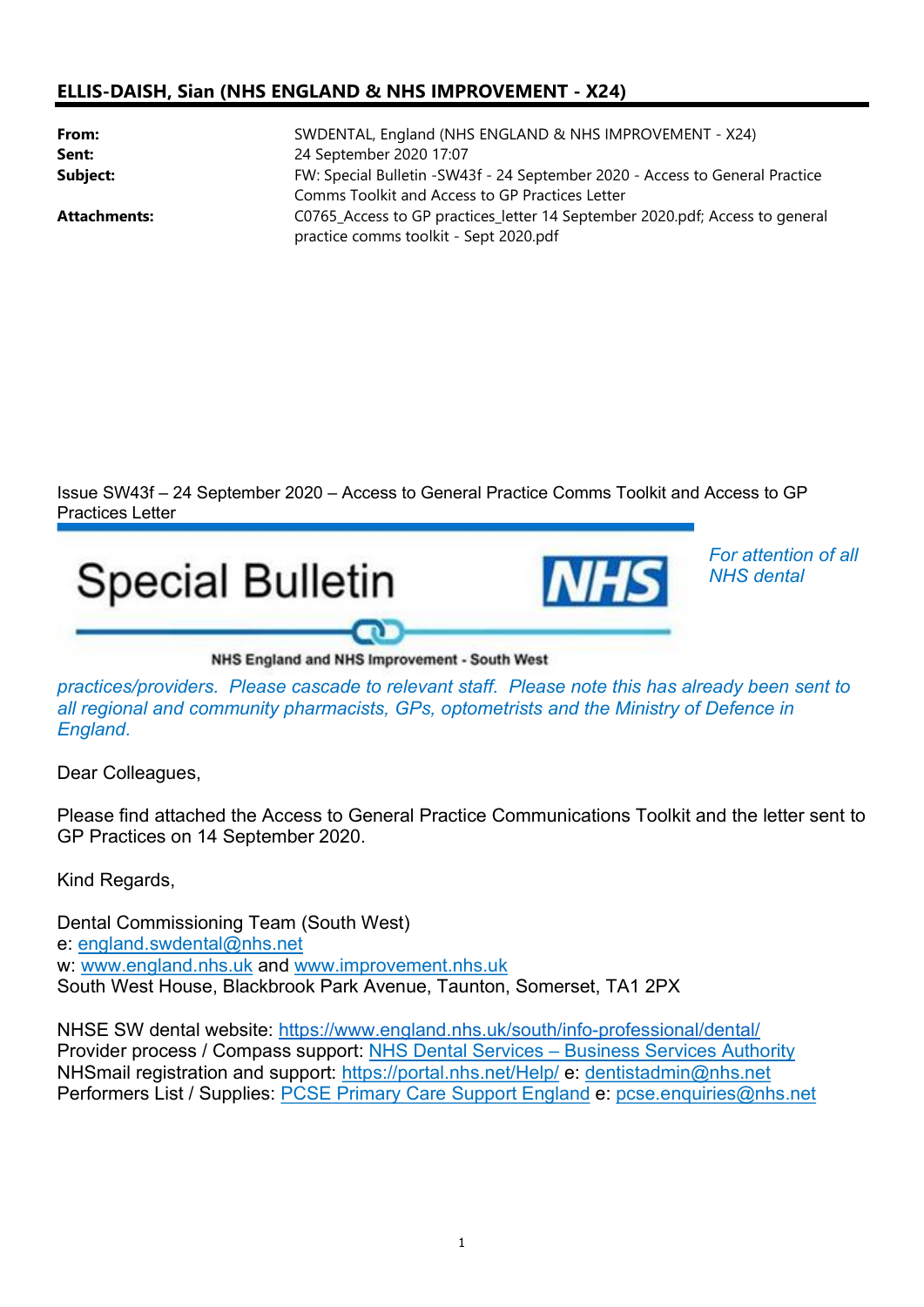**ELLIS-DAISH, Sian (NHS ENGLAND & NHS IMPROVEMENT - X24)**

| | |
|---|---|
| **From:** | SWDENTAL, England (NHS ENGLAND & NHS IMPROVEMENT - X24) |
| **Sent:** | 24 September 2020 17:07 |
| **Subject:** | FW: Special Bulletin -SW43f - 24 September 2020 - Access to General Practice Comms Toolkit and Access to GP Practices Letter |
| **Attachments:** | C0765_Access to GP practices_letter 14 September 2020.pdf; Access to general practice comms toolkit - Sept 2020.pdf |

Issue SW43f – 24 September 2020 – Access to General Practice Comms Toolkit and Access to GP Practices Letter

Special Bulletin

NHS England and NHS Improvement - South West

*For attention of all NHS dental practices/providers. Please cascade to relevant staff. Please note this has already been sent to all regional and community pharmacists, GPs, optometrists and the Ministry of Defence in England.*

Dear Colleagues,

Please find attached the Access to General Practice Communications Toolkit and the letter sent to GP Practices on 14 September 2020.

Kind Regards,

Dental Commissioning Team (South West)
e: england.swdental@nhs.net
w: www.england.nhs.uk and www.improvement.nhs.uk
South West House, Blackbrook Park Avenue, Taunton, Somerset, TA1 2PX

NHSE SW dental website: https://www.england.nhs.uk/south/info-professional/dental/
Provider process / Compass support: NHS Dental Services – Business Services Authority
NHSmail registration and support: https://portal.nhs.net/Help/ e: dentistadmin@nhs.net
Performers List / Supplies: PCSE Primary Care Support England e: pcse.enquiries@nhs.net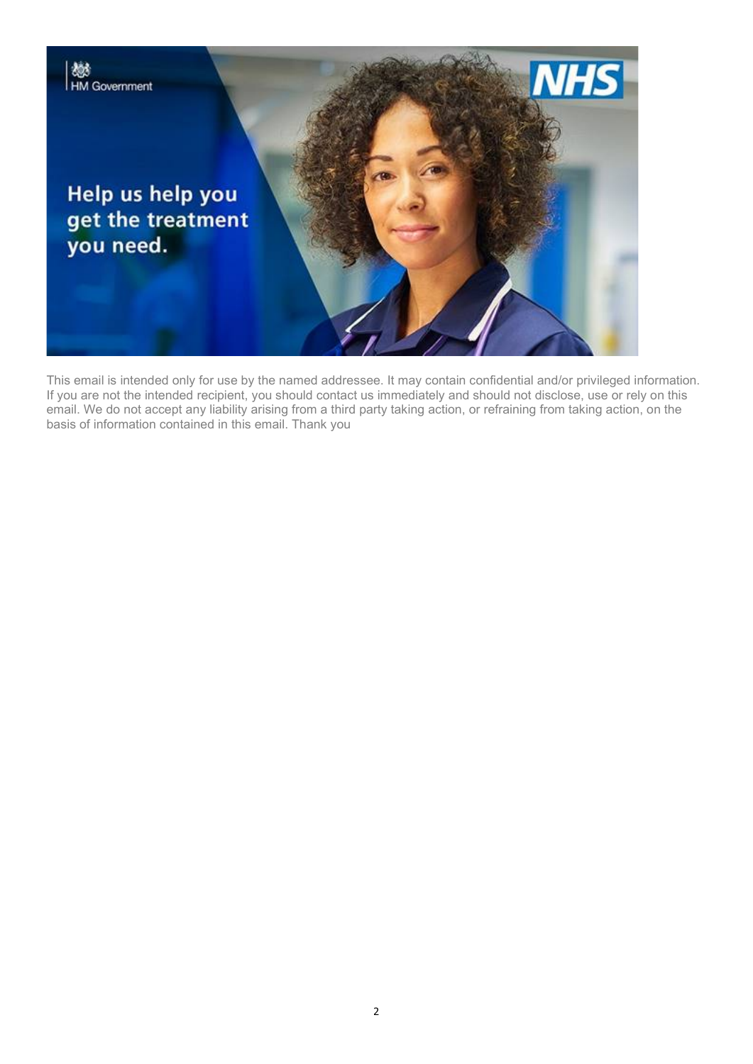HM Government

NHS

Help us help you get the treatment you need.

This email is intended only for use by the named addressee. It may contain confidential and/or privileged information. If you are not the intended recipient, you should contact us immediately and should not disclose, use or rely on this email. We do not accept any liability arising from a third party taking action, or refraining from taking action, on the basis of information contained in this email. Thank you